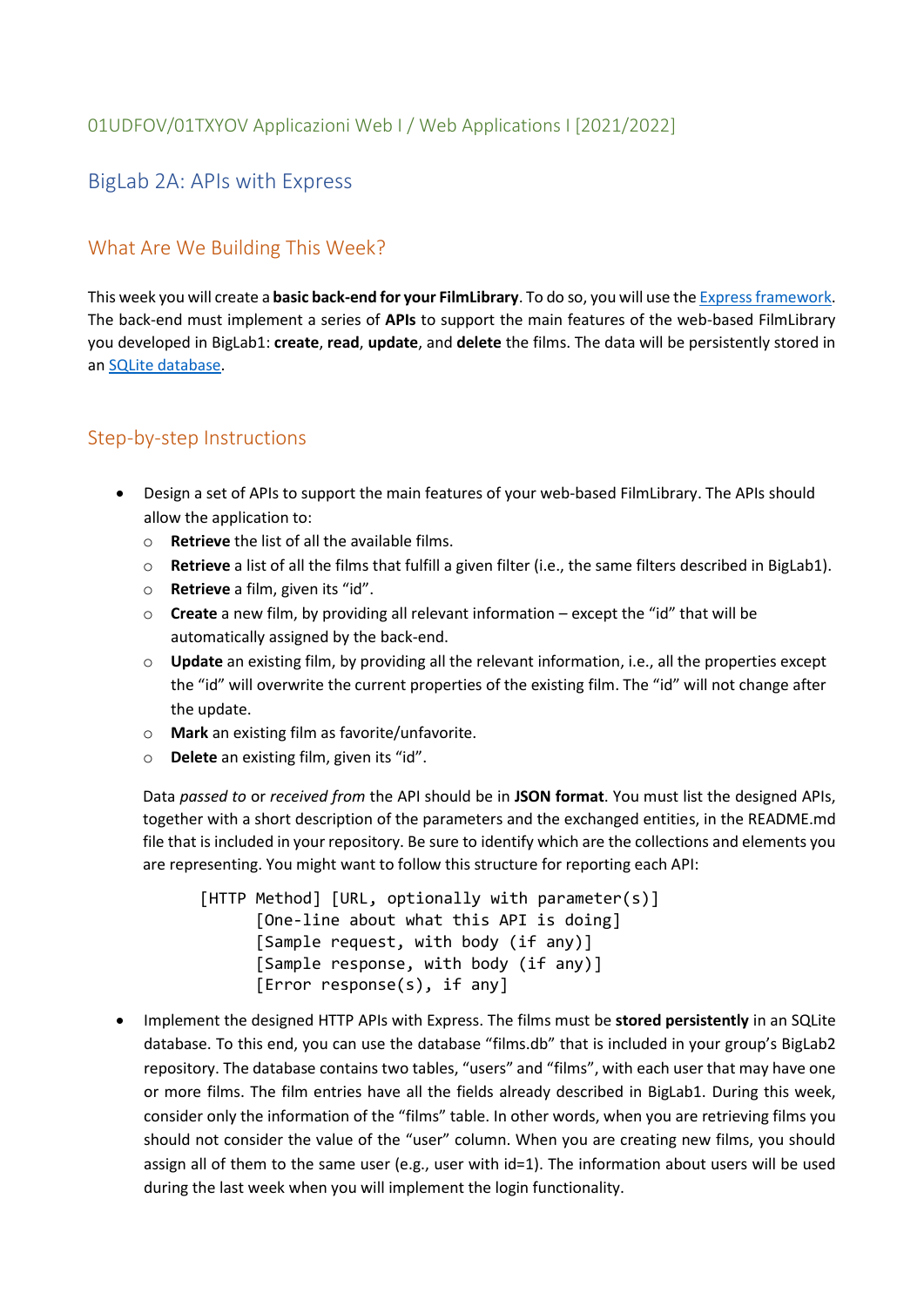01UDFOV/01TXYOV Applicazioni Web I / Web Applications I [2021/2022]

# BigLab 2A: APIs with Express

## What Are We Building This Week?

This week you will create a **basic back-end for your FilmLibrary**. To do so, you will use the Express framework. The back-end must implement a series of **APIs** to support the main features of the web-based FilmLibrary you developed in BigLab1: **create**, **read**, **update**, and **delete** the films. The data will be persistently stored in an SQLite database.

## Step-by-step Instructions

- Design a set of APIs to support the main features of your web-based FilmLibrary. The APIs should allow the application to:
  - **Retrieve** the list of all the available films.
  - **Retrieve** a list of all the films that fulfill a given filter (i.e., the same filters described in BigLab1).
  - **Retrieve** a film, given its "id".
  - **Create** a new film, by providing all relevant information – except the "id" that will be automatically assigned by the back-end.
  - **Update** an existing film, by providing all the relevant information, i.e., all the properties except the "id" will overwrite the current properties of the existing film. The "id" will not change after the update.
  - **Mark** an existing film as favorite/unfavorite.
  - **Delete** an existing film, given its "id".

  Data *passed to* or *received from* the API should be in **JSON format**. You must list the designed APIs, together with a short description of the parameters and the exchanged entities, in the README.md file that is included in your repository. Be sure to identify which are the collections and elements you are representing. You might want to follow this structure for reporting each API:

  ```
  [HTTP Method] [URL, optionally with parameter(s)]
        [One-line about what this API is doing]
        [Sample request, with body (if any)]
        [Sample response, with body (if any)]
        [Error response(s), if any]
  ```

- Implement the designed HTTP APIs with Express. The films must be **stored persistently** in an SQLite database. To this end, you can use the database "films.db" that is included in your group's BigLab2 repository. The database contains two tables, "users" and "films", with each user that may have one or more films. The film entries have all the fields already described in BigLab1. During this week, consider only the information of the "films" table. In other words, when you are retrieving films you should not consider the value of the "user" column. When you are creating new films, you should assign all of them to the same user (e.g., user with id=1). The information about users will be used during the last week when you will implement the login functionality.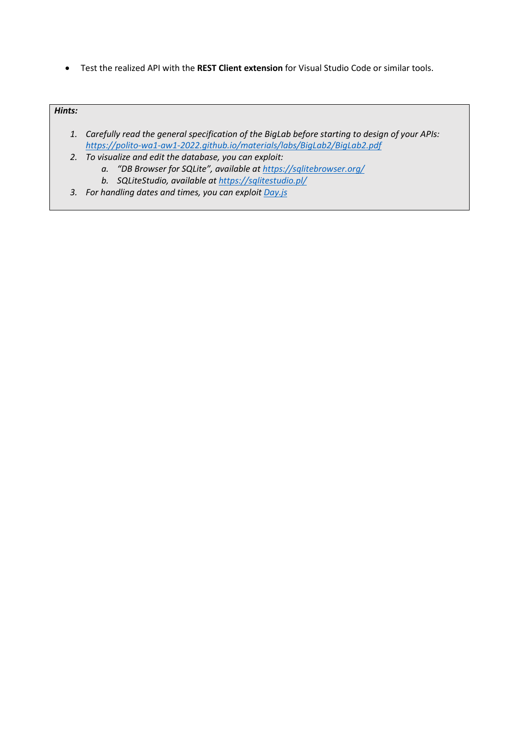- Test the realized API with the **REST Client extension** for Visual Studio Code or similar tools.

***Hints:***

1. *Carefully read the general specification of the BigLab before starting to design of your APIs: [https://polito-wa1-aw1-2022.github.io/materials/labs/BigLab2/BigLab2.pdf](https://polito-wa1-aw1-2022.github.io/materials/labs/BigLab2/BigLab2.pdf)*
2. *To visualize and edit the database, you can exploit:*
   a. *"DB Browser for SQLite", available at [https://sqlitebrowser.org/](https://sqlitebrowser.org/)*
   b. *SQLiteStudio, available at [https://sqlitestudio.pl/](https://sqlitestudio.pl/)*
3. *For handling dates and times, you can exploit Day.js*